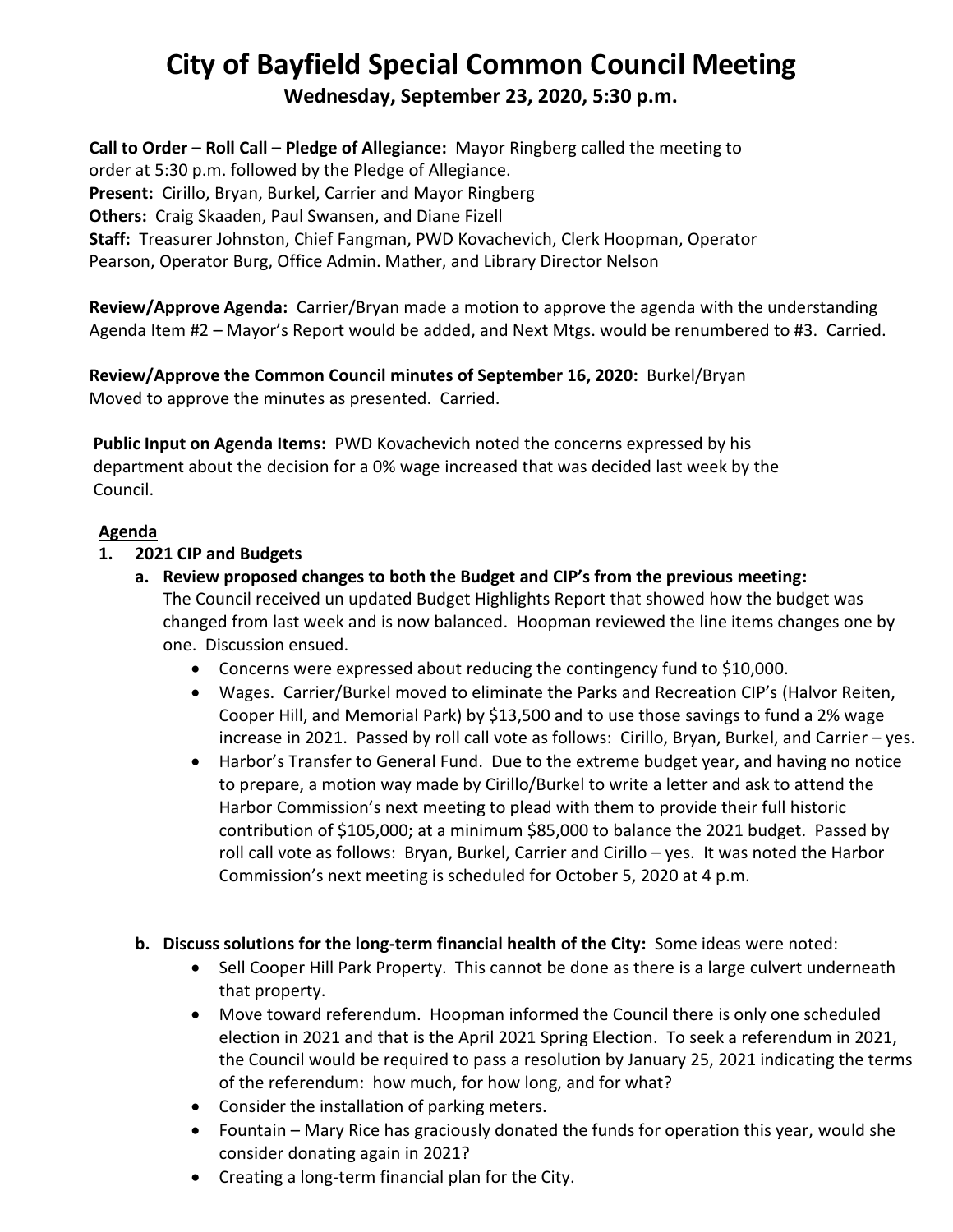# City of Bayfield Special Common Council Meeting

## Wednesday, September 23, 2020, 5:30 p.m.

**Call to Order – Roll Call – Pledge of Allegiance:** Mayor Ringberg called the meeting to order at 5:30 p.m. followed by the Pledge of Allegiance.
**Present:** Cirillo, Bryan, Burkel, Carrier and Mayor Ringberg
**Others:** Craig Skaaden, Paul Swansen, and Diane Fizell
**Staff:** Treasurer Johnston, Chief Fangman, PWD Kovachevich, Clerk Hoopman, Operator Pearson, Operator Burg, Office Admin. Mather, and Library Director Nelson

**Review/Approve Agenda:** Carrier/Bryan made a motion to approve the agenda with the understanding Agenda Item #2 – Mayor's Report would be added, and Next Mtgs. would be renumbered to #3. Carried.

**Review/Approve the Common Council minutes of September 16, 2020:** Burkel/Bryan Moved to approve the minutes as presented. Carried.

**Public Input on Agenda Items:** PWD Kovachevich noted the concerns expressed by his department about the decision for a 0% wage increased that was decided last week by the Council.

**Agenda**

1. **2021 CIP and Budgets**
   a. **Review proposed changes to both the Budget and CIP's from the previous meeting:** The Council received un updated Budget Highlights Report that showed how the budget was changed from last week and is now balanced. Hoopman reviewed the line items changes one by one. Discussion ensued.
      - Concerns were expressed about reducing the contingency fund to $10,000.
      - Wages. Carrier/Burkel moved to eliminate the Parks and Recreation CIP's (Halvor Reiten, Cooper Hill, and Memorial Park) by $13,500 and to use those savings to fund a 2% wage increase in 2021. Passed by roll call vote as follows: Cirillo, Bryan, Burkel, and Carrier – yes.
      - Harbor's Transfer to General Fund. Due to the extreme budget year, and having no notice to prepare, a motion way made by Cirillo/Burkel to write a letter and ask to attend the Harbor Commission's next meeting to plead with them to provide their full historic contribution of $105,000; at a minimum $85,000 to balance the 2021 budget. Passed by roll call vote as follows: Bryan, Burkel, Carrier and Cirillo – yes. It was noted the Harbor Commission's next meeting is scheduled for October 5, 2020 at 4 p.m.

   b. **Discuss solutions for the long-term financial health of the City:** Some ideas were noted:
      - Sell Cooper Hill Park Property. This cannot be done as there is a large culvert underneath that property.
      - Move toward referendum. Hoopman informed the Council there is only one scheduled election in 2021 and that is the April 2021 Spring Election. To seek a referendum in 2021, the Council would be required to pass a resolution by January 25, 2021 indicating the terms of the referendum: how much, for how long, and for what?
      - Consider the installation of parking meters.
      - Fountain – Mary Rice has graciously donated the funds for operation this year, would she consider donating again in 2021?
      - Creating a long-term financial plan for the City.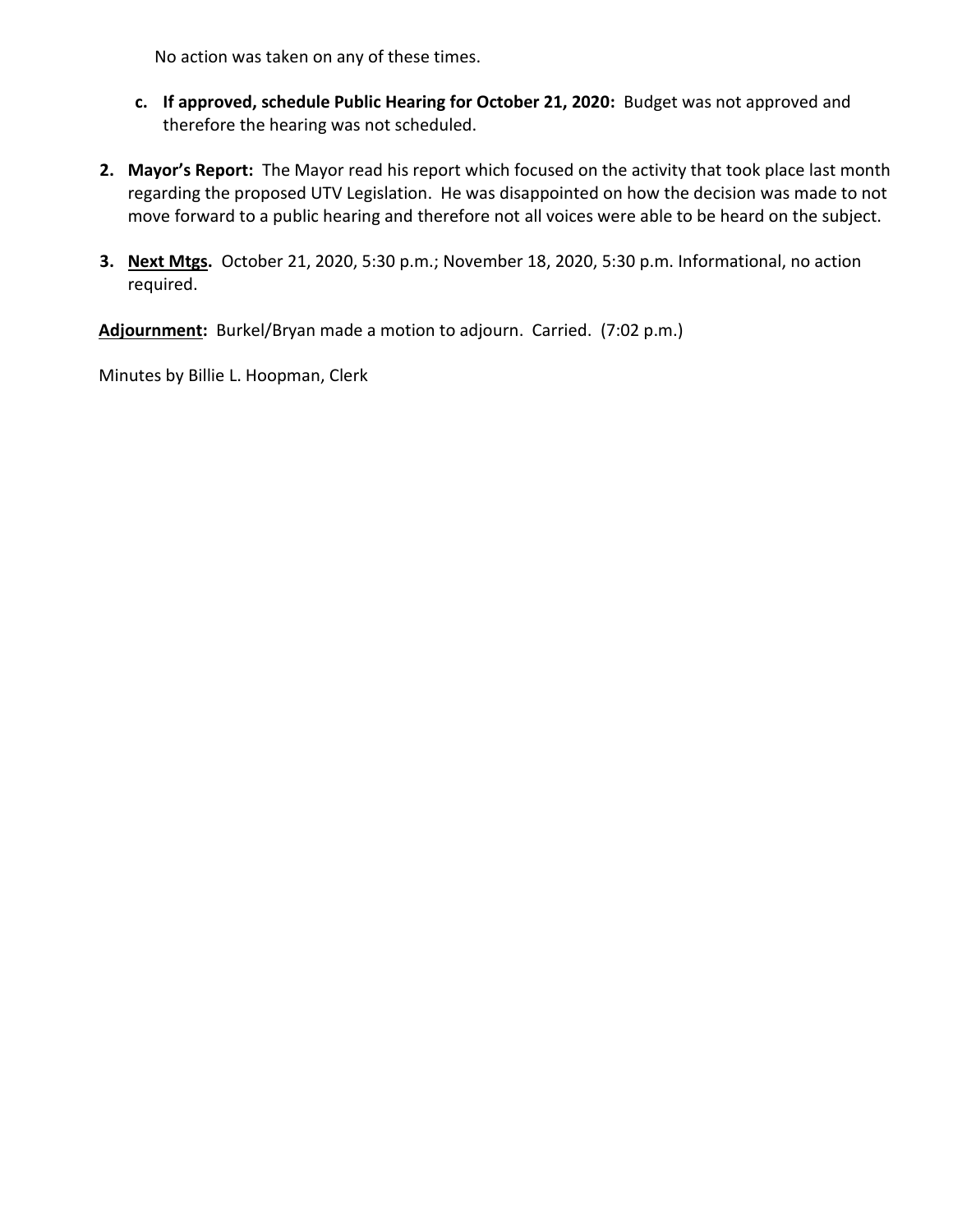No action was taken on any of these times.

c. **If approved, schedule Public Hearing for October 21, 2020:** Budget was not approved and therefore the hearing was not scheduled.

2. **Mayor's Report:** The Mayor read his report which focused on the activity that took place last month regarding the proposed UTV Legislation. He was disappointed on how the decision was made to not move forward to a public hearing and therefore not all voices were able to be heard on the subject.

3. **Next Mtgs.** October 21, 2020, 5:30 p.m.; November 18, 2020, 5:30 p.m. Informational, no action required.

**Adjournment:** Burkel/Bryan made a motion to adjourn. Carried. (7:02 p.m.)

Minutes by Billie L. Hoopman, Clerk